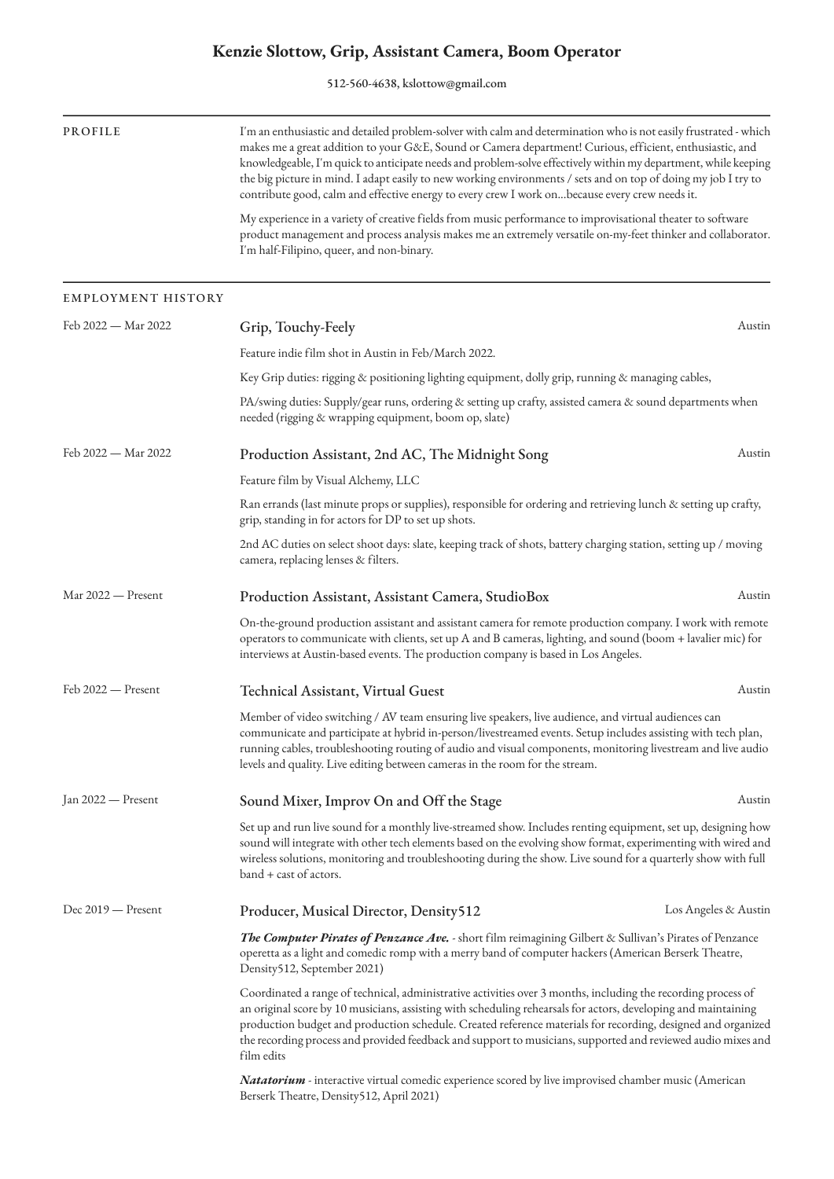# Kenzie Slottow, Grip, Assistant Camera, Boom Operator

512-560-4638, kslottow@gmail.com

## PROFILE

I'm an enthusiastic and detailed problem-solver with calm and determination who is not easily frustrated - which makes me a great addition to your G&E, Sound or Camera department! Curious, efficient, enthusiastic, and knowledgeable, I'm quick to anticipate needs and problem-solve effectively within my department, while keeping the big picture in mind. I adapt easily to new working environments / sets and on top of doing my job I try to contribute good, calm and effective energy to every crew I work on...because every crew needs it.

My experience in a variety of creative fields from music performance to improvisational theater to software product management and process analysis makes me an extremely versatile on-my-feet thinker and collaborator. I'm half-Filipino, queer, and non-binary.

## EMPLOYMENT HISTORY

### Grip, Touchy-Feely
Feb 2022 — Mar 2022 | Austin

Feature indie film shot in Austin in Feb/March 2022.

Key Grip duties: rigging & positioning lighting equipment, dolly grip, running & managing cables,

PA/swing duties: Supply/gear runs, ordering & setting up crafty, assisted camera & sound departments when needed (rigging & wrapping equipment, boom op, slate)

### Production Assistant, 2nd AC, The Midnight Song
Feb 2022 — Mar 2022 | Austin

Feature film by Visual Alchemy, LLC

Ran errands (last minute props or supplies), responsible for ordering and retrieving lunch & setting up crafty, grip, standing in for actors for DP to set up shots.

2nd AC duties on select shoot days: slate, keeping track of shots, battery charging station, setting up / moving camera, replacing lenses & filters.

### Production Assistant, Assistant Camera, StudioBox
Mar 2022 — Present | Austin

On-the-ground production assistant and assistant camera for remote production company. I work with remote operators to communicate with clients, set up A and B cameras, lighting, and sound (boom + lavalier mic) for interviews at Austin-based events. The production company is based in Los Angeles.

### Technical Assistant, Virtual Guest
Feb 2022 — Present | Austin

Member of video switching / AV team ensuring live speakers, live audience, and virtual audiences can communicate and participate at hybrid in-person/livestreamed events. Setup includes assisting with tech plan, running cables, troubleshooting routing of audio and visual components, monitoring livestream and live audio levels and quality. Live editing between cameras in the room for the stream.

### Sound Mixer, Improv On and Off the Stage
Jan 2022 — Present | Austin

Set up and run live sound for a monthly live-streamed show. Includes renting equipment, set up, designing how sound will integrate with other tech elements based on the evolving show format, experimenting with wired and wireless solutions, monitoring and troubleshooting during the show. Live sound for a quarterly show with full band + cast of actors.

### Producer, Musical Director, Density512
Dec 2019 — Present | Los Angeles & Austin

***The Computer Pirates of Penzance Ave.*** - short film reimagining Gilbert & Sullivan's Pirates of Penzance operetta as a light and comedic romp with a merry band of computer hackers (American Berserk Theatre, Density512, September 2021)

Coordinated a range of technical, administrative activities over 3 months, including the recording process of an original score by 10 musicians, assisting with scheduling rehearsals for actors, developing and maintaining production budget and production schedule. Created reference materials for recording, designed and organized the recording process and provided feedback and support to musicians, supported and reviewed audio mixes and film edits

***Natatorium*** - interactive virtual comedic experience scored by live improvised chamber music (American Berserk Theatre, Density512, April 2021)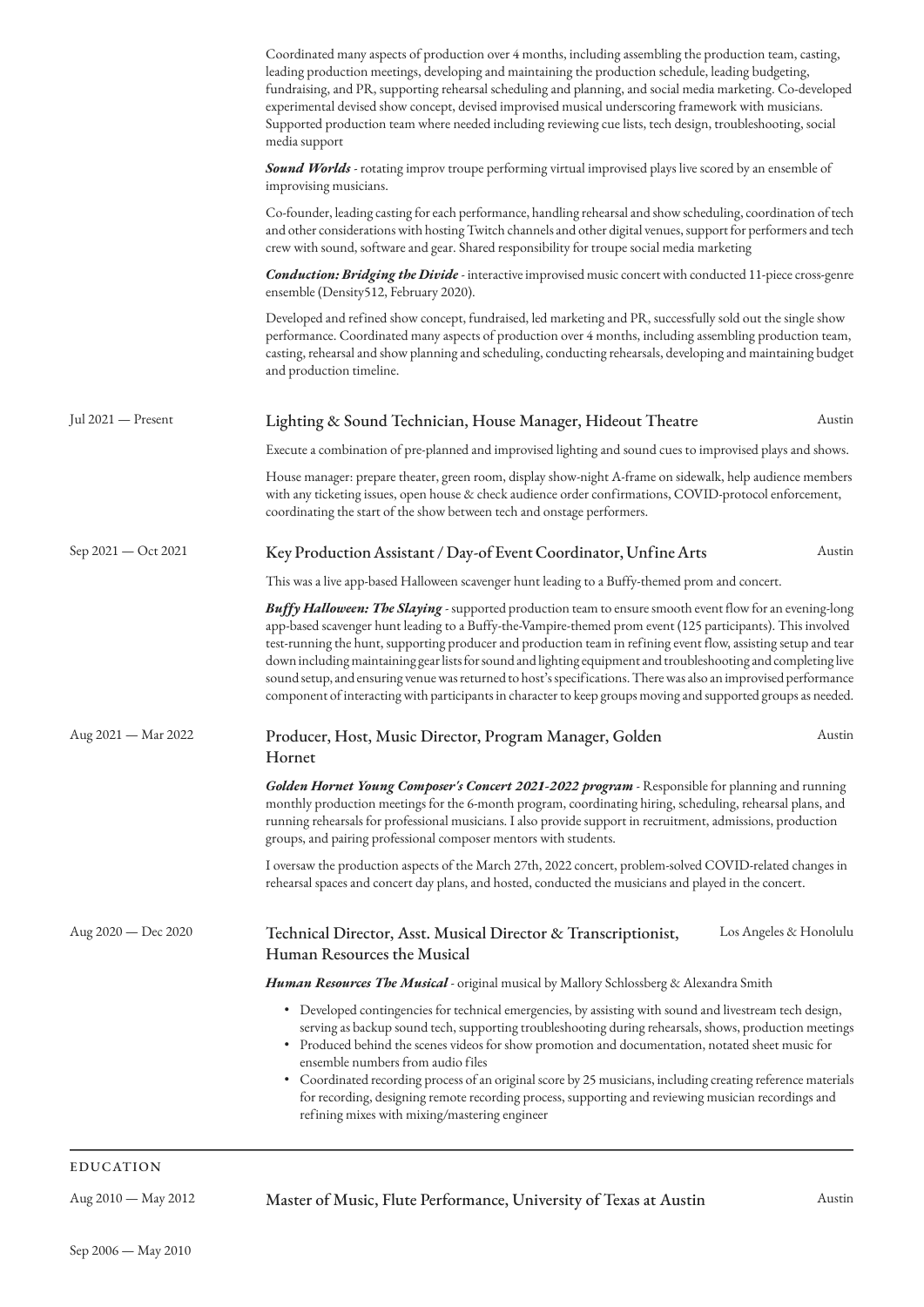Coordinated many aspects of production over 4 months, including assembling the production team, casting, leading production meetings, developing and maintaining the production schedule, leading budgeting, fundraising, and PR, supporting rehearsal scheduling and planning, and social media marketing. Co-developed experimental devised show concept, devised improvised musical underscoring framework with musicians. Supported production team where needed including reviewing cue lists, tech design, troubleshooting, social media support

***Sound Worlds*** - rotating improv troupe performing virtual improvised plays live scored by an ensemble of improvising musicians.

Co-founder, leading casting for each performance, handling rehearsal and show scheduling, coordination of tech and other considerations with hosting Twitch channels and other digital venues, support for performers and tech crew with sound, software and gear. Shared responsibility for troupe social media marketing

***Conduction: Bridging the Divide*** - interactive improvised music concert with conducted 11-piece cross-genre ensemble (Density512, February 2020).

Developed and refined show concept, fundraised, led marketing and PR, successfully sold out the single show performance. Coordinated many aspects of production over 4 months, including assembling production team, casting, rehearsal and show planning and scheduling, conducting rehearsals, developing and maintaining budget and production timeline.

### Lighting & Sound Technician, House Manager, Hideout Theatre

Jul 2021 — Present | Austin

Execute a combination of pre-planned and improvised lighting and sound cues to improvised plays and shows.

House manager: prepare theater, green room, display show-night A-frame on sidewalk, help audience members with any ticketing issues, open house & check audience order confirmations, COVID-protocol enforcement, coordinating the start of the show between tech and onstage performers.

### Key Production Assistant / Day-of Event Coordinator, Unfine Arts

Sep 2021 — Oct 2021 | Austin

This was a live app-based Halloween scavenger hunt leading to a Buffy-themed prom and concert.

***Buffy Halloween: The Slaying*** - supported production team to ensure smooth event flow for an evening-long app-based scavenger hunt leading to a Buffy-the-Vampire-themed prom event (125 participants). This involved test-running the hunt, supporting producer and production team in refining event flow, assisting setup and tear down including maintaining gear lists for sound and lighting equipment and troubleshooting and completing live sound setup, and ensuring venue was returned to host's specifications. There was also an improvised performance component of interacting with participants in character to keep groups moving and supported groups as needed.

### Producer, Host, Music Director, Program Manager, Golden Hornet

Aug 2021 — Mar 2022 | Austin

***Golden Hornet Young Composer's Concert 2021-2022 program*** - Responsible for planning and running monthly production meetings for the 6-month program, coordinating hiring, scheduling, rehearsal plans, and running rehearsals for professional musicians. I also provide support in recruitment, admissions, production groups, and pairing professional composer mentors with students.

I oversaw the production aspects of the March 27th, 2022 concert, problem-solved COVID-related changes in rehearsal spaces and concert day plans, and hosted, conducted the musicians and played in the concert.

### Technical Director, Asst. Musical Director & Transcriptionist, Human Resources the Musical

Aug 2020 — Dec 2020 | Los Angeles & Honolulu

***Human Resources The Musical*** - original musical by Mallory Schlossberg & Alexandra Smith

- Developed contingencies for technical emergencies, by assisting with sound and livestream tech design, serving as backup sound tech, supporting troubleshooting during rehearsals, shows, production meetings
- Produced behind the scenes videos for show promotion and documentation, notated sheet music for ensemble numbers from audio files
- Coordinated recording process of an original score by 25 musicians, including creating reference materials for recording, designing remote recording process, supporting and reviewing musician recordings and refining mixes with mixing/mastering engineer

## EDUCATION

### Master of Music, Flute Performance, University of Texas at Austin

Aug 2010 — May 2012 | Austin

Sep 2006 — May 2010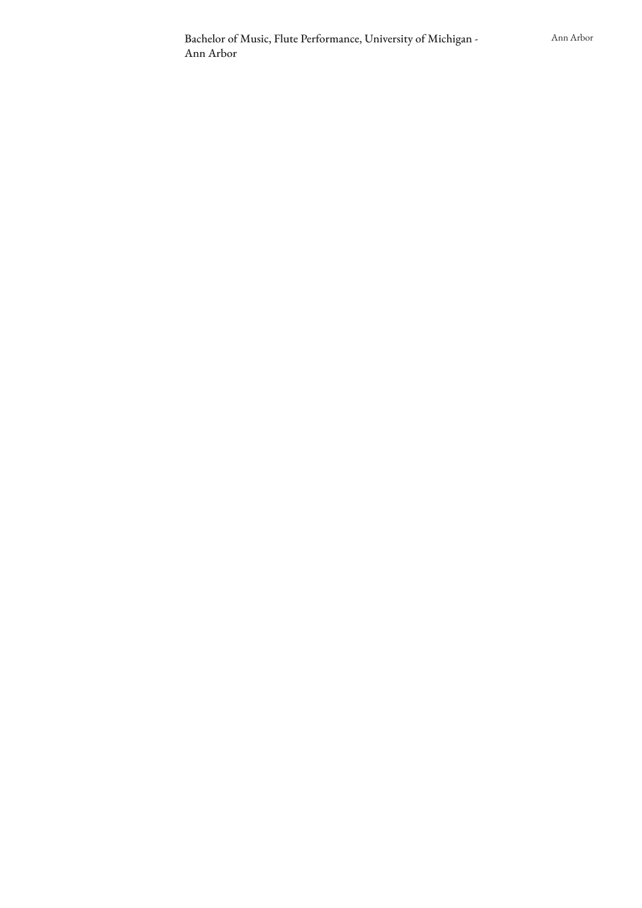Bachelor of Music, Flute Performance, University of Michigan - Ann Arbor

Ann Arbor